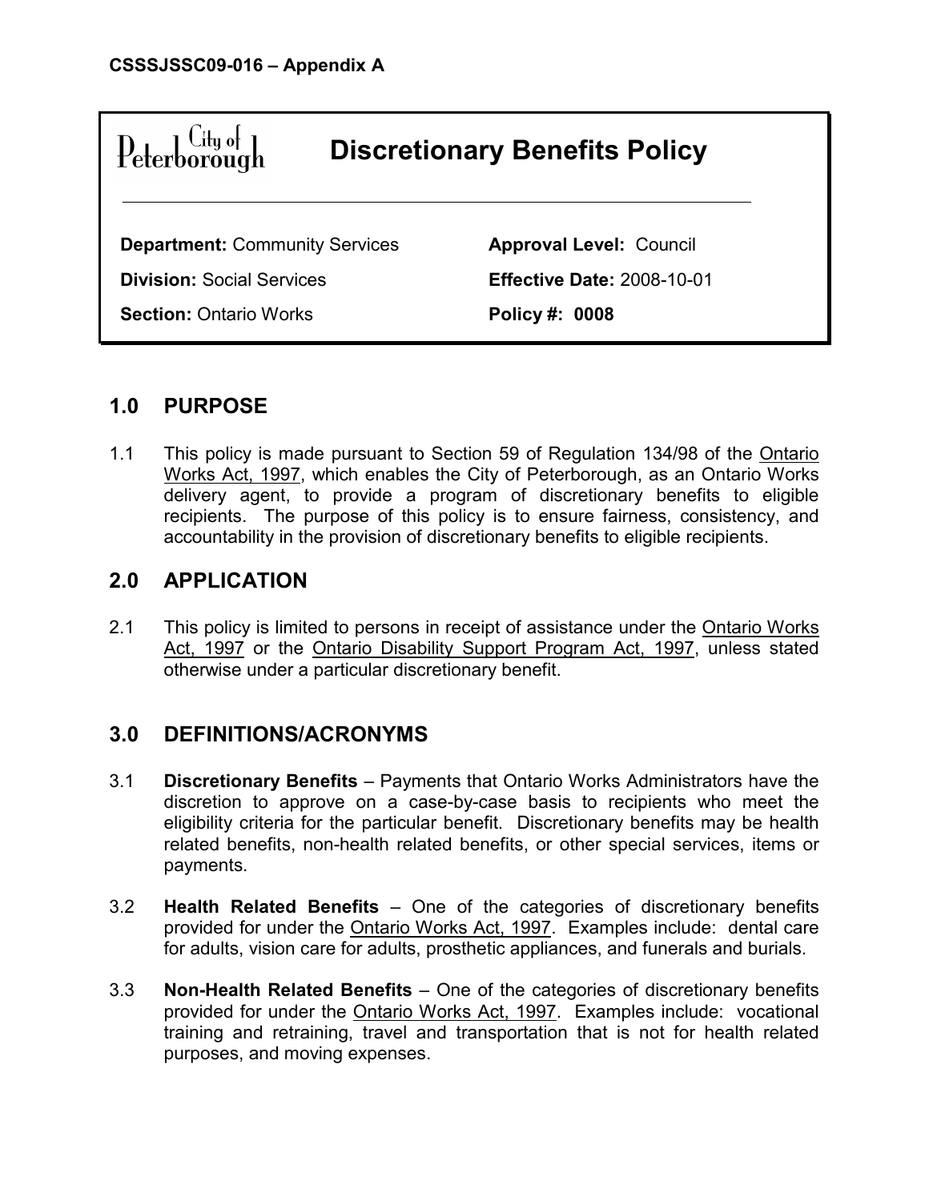**CSSSJSSC09-016 – Appendix A**

City of Peterborough

# Discretionary Benefits Policy

| | |
|---|---|
| **Department:** Community Services | **Approval Level:** Council |
| **Division:** Social Services | **Effective Date:** 2008-10-01 |
| **Section:** Ontario Works | **Policy #: 0008** |

## 1.0 PURPOSE

1.1 This policy is made pursuant to Section 59 of Regulation 134/98 of the Ontario Works Act, 1997, which enables the City of Peterborough, as an Ontario Works delivery agent, to provide a program of discretionary benefits to eligible recipients. The purpose of this policy is to ensure fairness, consistency, and accountability in the provision of discretionary benefits to eligible recipients.

## 2.0 APPLICATION

2.1 This policy is limited to persons in receipt of assistance under the Ontario Works Act, 1997 or the Ontario Disability Support Program Act, 1997, unless stated otherwise under a particular discretionary benefit.

## 3.0 DEFINITIONS/ACRONYMS

3.1 **Discretionary Benefits** – Payments that Ontario Works Administrators have the discretion to approve on a case-by-case basis to recipients who meet the eligibility criteria for the particular benefit. Discretionary benefits may be health related benefits, non-health related benefits, or other special services, items or payments.

3.2 **Health Related Benefits** – One of the categories of discretionary benefits provided for under the Ontario Works Act, 1997. Examples include: dental care for adults, vision care for adults, prosthetic appliances, and funerals and burials.

3.3 **Non-Health Related Benefits** – One of the categories of discretionary benefits provided for under the Ontario Works Act, 1997. Examples include: vocational training and retraining, travel and transportation that is not for health related purposes, and moving expenses.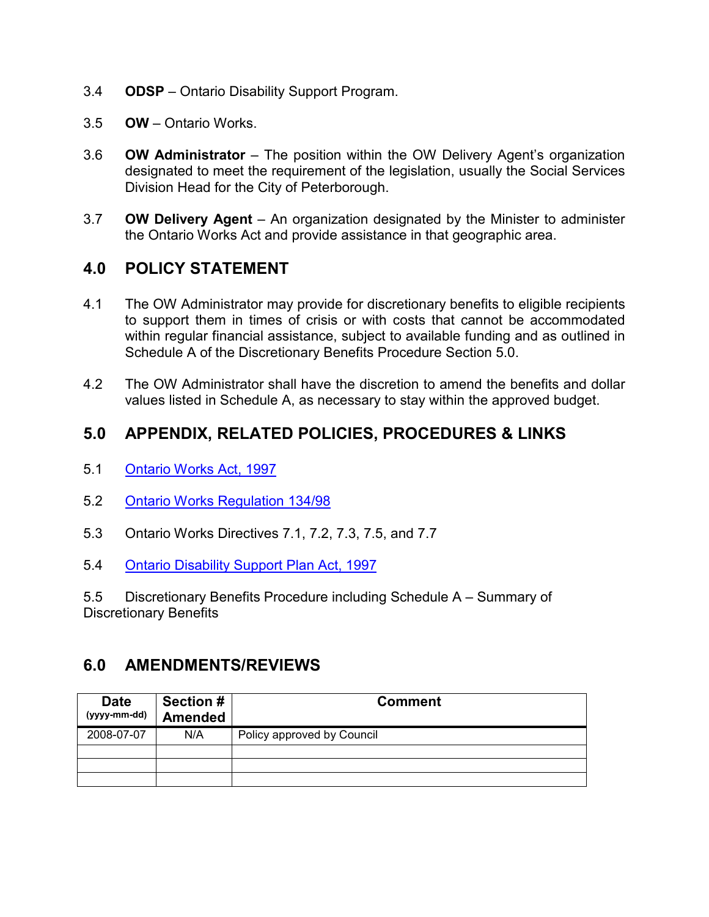3.4 **ODSP** – Ontario Disability Support Program.

3.5 **OW** – Ontario Works.

3.6 **OW Administrator** – The position within the OW Delivery Agent's organization designated to meet the requirement of the legislation, usually the Social Services Division Head for the City of Peterborough.

3.7 **OW Delivery Agent** – An organization designated by the Minister to administer the Ontario Works Act and provide assistance in that geographic area.

## 4.0 POLICY STATEMENT

4.1 The OW Administrator may provide for discretionary benefits to eligible recipients to support them in times of crisis or with costs that cannot be accommodated within regular financial assistance, subject to available funding and as outlined in Schedule A of the Discretionary Benefits Procedure Section 5.0.

4.2 The OW Administrator shall have the discretion to amend the benefits and dollar values listed in Schedule A, as necessary to stay within the approved budget.

## 5.0 APPENDIX, RELATED POLICIES, PROCEDURES & LINKS

5.1 Ontario Works Act, 1997

5.2 Ontario Works Regulation 134/98

5.3 Ontario Works Directives 7.1, 7.2, 7.3, 7.5, and 7.7

5.4 Ontario Disability Support Plan Act, 1997

5.5 Discretionary Benefits Procedure including Schedule A – Summary of Discretionary Benefits

## 6.0 AMENDMENTS/REVIEWS

| Date (yyyy-mm-dd) | Section # Amended | Comment |
|---|---|---|
| 2008-07-07 | N/A | Policy approved by Council |
| | | |
| | | |
| | | |